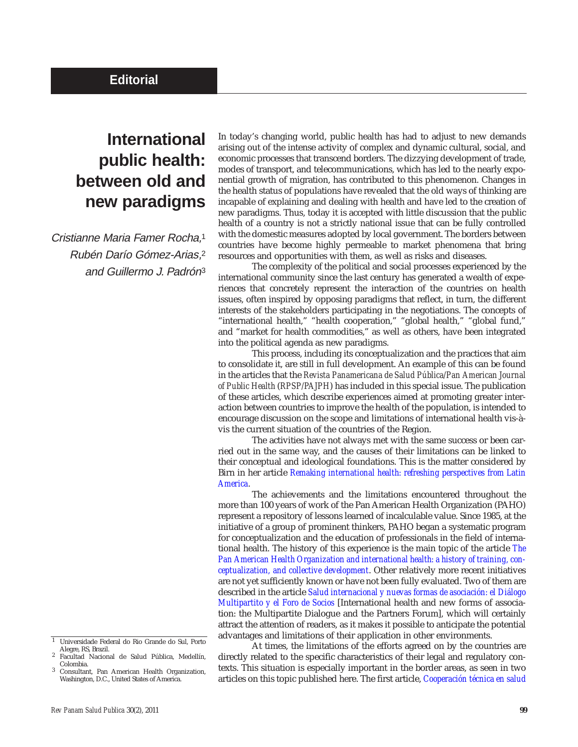Editorial

# International public health: between old and new paradigms

*Cristianne Maria Famer Rocha,*[1] *Rubén Darío Gómez-Arias,*[2] *and Guillermo J. Padrón*[3]

In today's changing world, public health has had to adjust to new demands arising out of the intense activity of complex and dynamic cultural, social, and economic processes that transcend borders. The dizzying development of trade, modes of transport, and telecommunications, which has led to the nearly exponential growth of migration, has contributed to this phenomenon. Changes in the health status of populations have revealed that the old ways of thinking are incapable of explaining and dealing with health and have led to the creation of new paradigms. Thus, today it is accepted with little discussion that the public health of a country is not a strictly national issue that can be fully controlled with the domestic measures adopted by local government. The borders between countries have become highly permeable to market phenomena that bring resources and opportunities with them, as well as risks and diseases.

The complexity of the political and social processes experienced by the international community since the last century has generated a wealth of experiences that concretely represent the interaction of the countries on health issues, often inspired by opposing paradigms that reflect, in turn, the different interests of the stakeholders participating in the negotiations. The concepts of "international health," "health cooperation," "global health," "global fund," and "market for health commodities," as well as others, have been integrated into the political agenda as new paradigms.

This process, including its conceptualization and the practices that aim to consolidate it, are still in full development. An example of this can be found in the articles that the *Revista Panamericana de Salud Pública/Pan American Journal of Public Health* (*RPSP/PAJPH*) has included in this special issue. The publication of these articles, which describe experiences aimed at promoting greater interaction between countries to improve the health of the population, is intended to encourage discussion on the scope and limitations of international health vis-à-vis the current situation of the countries of the Region.

The activities have not always met with the same success or been carried out in the same way, and the causes of their limitations can be linked to their conceptual and ideological foundations. This is the matter considered by Birn in her article *Remaking international health: refreshing perspectives from Latin America*.

The achievements and the limitations encountered throughout the more than 100 years of work of the Pan American Health Organization (PAHO) represent a repository of lessons learned of incalculable value. Since 1985, at the initiative of a group of prominent thinkers, PAHO began a systematic program for conceptualization and the education of professionals in the field of international health. The history of this experience is the main topic of the article *The Pan American Health Organization and international health: a history of training, conceptualization, and collective development*. Other relatively more recent initiatives are not yet sufficiently known or have not been fully evaluated. Two of them are described in the article *Salud internacional y nuevas formas de asociación: el Diálogo Multipartito y el Foro de Socios* [International health and new forms of association: the Multipartite Dialogue and the Partners Forum], which will certainly attract the attention of readers, as it makes it possible to anticipate the potential advantages and limitations of their application in other environments.

At times, the limitations of the efforts agreed on by the countries are directly related to the specific characteristics of their legal and regulatory contexts. This situation is especially important in the border areas, as seen in two articles on this topic published here. The first article, *Cooperación técnica en salud*

---

[1] Universidade Federal do Rio Grande do Sul, Porto Alegre, RS, Brazil.

[2] Facultad Nacional de Salud Pública, Medellín, Colombia.

[3] Consultant, Pan American Health Organization, Washington, D.C., United States of America.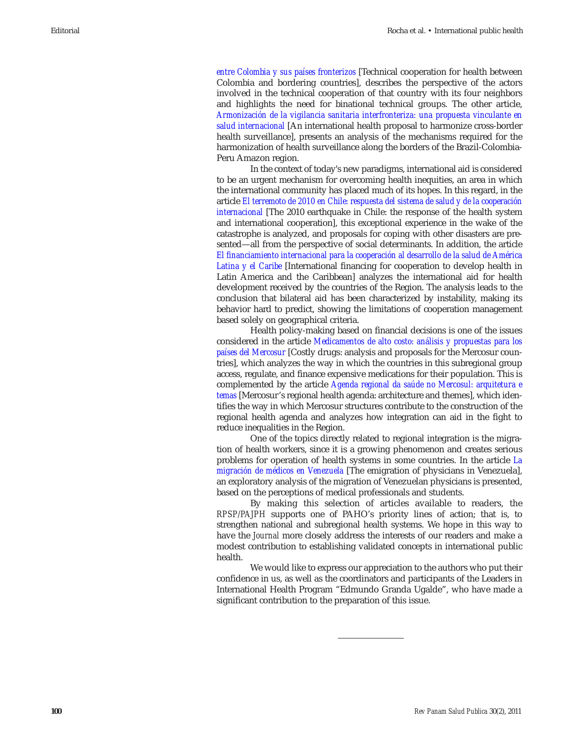*entre Colombia y sus países fronterizos* [Technical cooperation for health between Colombia and bordering countries], describes the perspective of the actors involved in the technical cooperation of that country with its four neighbors and highlights the need for binational technical groups. The other article, *Armonización de la vigilancia sanitaria interfronteriza: una propuesta vinculante en salud internacional* [An international health proposal to harmonize cross-border health surveillance], presents an analysis of the mechanisms required for the harmonization of health surveillance along the borders of the Brazil-Colombia-Peru Amazon region.

In the context of today's new paradigms, international aid is considered to be an urgent mechanism for overcoming health inequities, an area in which the international community has placed much of its hopes. In this regard, in the article *El terremoto de 2010 en Chile: respuesta del sistema de salud y de la cooperación internacional* [The 2010 earthquake in Chile: the response of the health system and international cooperation], this exceptional experience in the wake of the catastrophe is analyzed, and proposals for coping with other disasters are presented—all from the perspective of social determinants. In addition, the article *El financiamiento internacional para la cooperación al desarrollo de la salud de América Latina y el Caribe* [International financing for cooperation to develop health in Latin America and the Caribbean] analyzes the international aid for health development received by the countries of the Region. The analysis leads to the conclusion that bilateral aid has been characterized by instability, making its behavior hard to predict, showing the limitations of cooperation management based solely on geographical criteria.

Health policy-making based on financial decisions is one of the issues considered in the article *Medicamentos de alto costo: análisis y propuestas para los países del Mercosur* [Costly drugs: analysis and proposals for the Mercosur countries], which analyzes the way in which the countries in this subregional group access, regulate, and finance expensive medications for their population. This is complemented by the article *Agenda regional da saúde no Mercosul: arquitetura e temas* [Mercosur's regional health agenda: architecture and themes], which identifies the way in which Mercosur structures contribute to the construction of the regional health agenda and analyzes how integration can aid in the fight to reduce inequalities in the Region.

One of the topics directly related to regional integration is the migration of health workers, since it is a growing phenomenon and creates serious problems for operation of health systems in some countries. In the article *La migración de médicos en Venezuela* [The emigration of physicians in Venezuela], an exploratory analysis of the migration of Venezuelan physicians is presented, based on the perceptions of medical professionals and students.

By making this selection of articles available to readers, the *RPSP/PAJPH* supports one of PAHO's priority lines of action; that is, to strengthen national and subregional health systems. We hope in this way to have the *Journal* more closely address the interests of our readers and make a modest contribution to establishing validated concepts in international public health.

We would like to express our appreciation to the authors who put their confidence in us, as well as the coordinators and participants of the Leaders in International Health Program "Edmundo Granda Ugalde", who have made a significant contribution to the preparation of this issue.